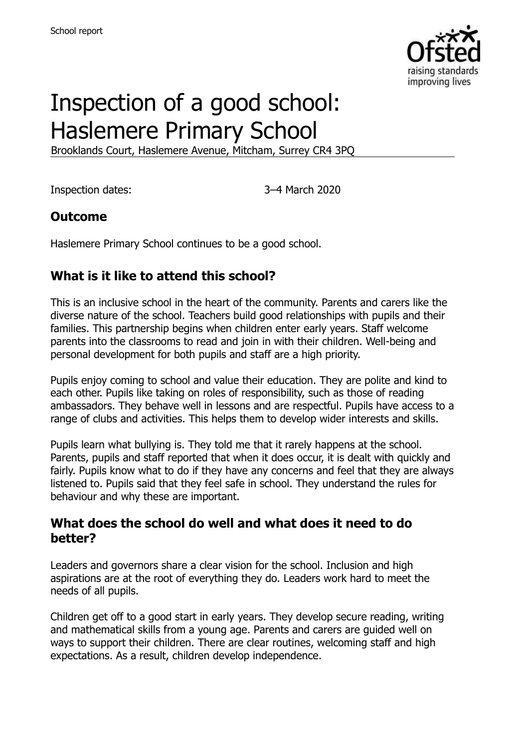# Inspection of a good school: Haslemere Primary School

Brooklands Court, Haslemere Avenue, Mitcham, Surrey CR4 3PQ

Inspection dates: 3–4 March 2020

## Outcome

Haslemere Primary School continues to be a good school.

## What is it like to attend this school?

This is an inclusive school in the heart of the community. Parents and carers like the diverse nature of the school. Teachers build good relationships with pupils and their families. This partnership begins when children enter early years. Staff welcome parents into the classrooms to read and join in with their children. Well-being and personal development for both pupils and staff are a high priority.

Pupils enjoy coming to school and value their education. They are polite and kind to each other. Pupils like taking on roles of responsibility, such as those of reading ambassadors. They behave well in lessons and are respectful. Pupils have access to a range of clubs and activities. This helps them to develop wider interests and skills.

Pupils learn what bullying is. They told me that it rarely happens at the school. Parents, pupils and staff reported that when it does occur, it is dealt with quickly and fairly. Pupils know what to do if they have any concerns and feel that they are always listened to. Pupils said that they feel safe in school. They understand the rules for behaviour and why these are important.

## What does the school do well and what does it need to do better?

Leaders and governors share a clear vision for the school. Inclusion and high aspirations are at the root of everything they do. Leaders work hard to meet the needs of all pupils.

Children get off to a good start in early years. They develop secure reading, writing and mathematical skills from a young age. Parents and carers are guided well on ways to support their children. There are clear routines, welcoming staff and high expectations. As a result, children develop independence.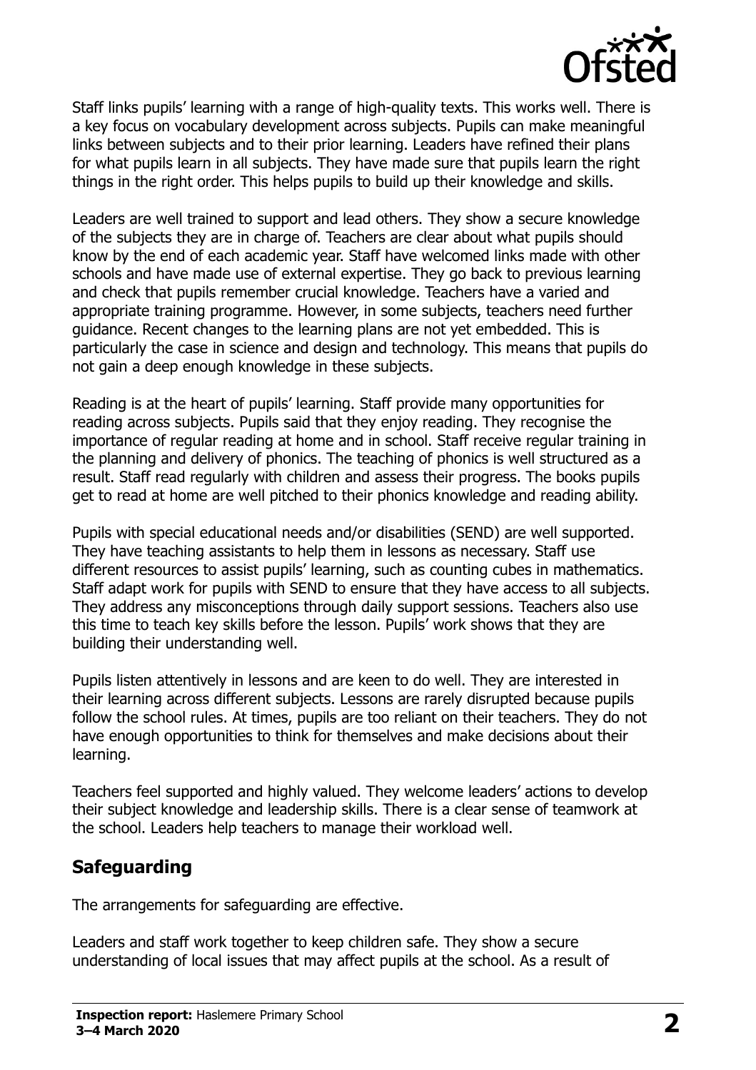Staff links pupils' learning with a range of high-quality texts. This works well. There is a key focus on vocabulary development across subjects. Pupils can make meaningful links between subjects and to their prior learning. Leaders have refined their plans for what pupils learn in all subjects. They have made sure that pupils learn the right things in the right order. This helps pupils to build up their knowledge and skills.

Leaders are well trained to support and lead others. They show a secure knowledge of the subjects they are in charge of. Teachers are clear about what pupils should know by the end of each academic year. Staff have welcomed links made with other schools and have made use of external expertise. They go back to previous learning and check that pupils remember crucial knowledge. Teachers have a varied and appropriate training programme. However, in some subjects, teachers need further guidance. Recent changes to the learning plans are not yet embedded. This is particularly the case in science and design and technology. This means that pupils do not gain a deep enough knowledge in these subjects.

Reading is at the heart of pupils' learning. Staff provide many opportunities for reading across subjects. Pupils said that they enjoy reading. They recognise the importance of regular reading at home and in school. Staff receive regular training in the planning and delivery of phonics. The teaching of phonics is well structured as a result. Staff read regularly with children and assess their progress. The books pupils get to read at home are well pitched to their phonics knowledge and reading ability.

Pupils with special educational needs and/or disabilities (SEND) are well supported. They have teaching assistants to help them in lessons as necessary. Staff use different resources to assist pupils' learning, such as counting cubes in mathematics. Staff adapt work for pupils with SEND to ensure that they have access to all subjects. They address any misconceptions through daily support sessions. Teachers also use this time to teach key skills before the lesson. Pupils' work shows that they are building their understanding well.

Pupils listen attentively in lessons and are keen to do well. They are interested in their learning across different subjects. Lessons are rarely disrupted because pupils follow the school rules. At times, pupils are too reliant on their teachers. They do not have enough opportunities to think for themselves and make decisions about their learning.

Teachers feel supported and highly valued. They welcome leaders' actions to develop their subject knowledge and leadership skills. There is a clear sense of teamwork at the school. Leaders help teachers to manage their workload well.

## Safeguarding

The arrangements for safeguarding are effective.

Leaders and staff work together to keep children safe. They show a secure understanding of local issues that may affect pupils at the school. As a result of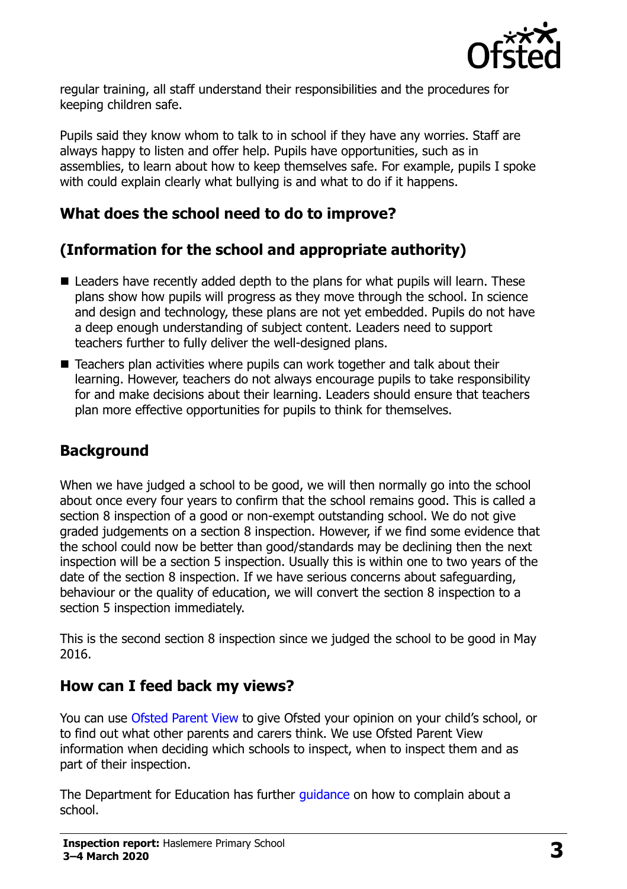regular training, all staff understand their responsibilities and the procedures for keeping children safe.

Pupils said they know whom to talk to in school if they have any worries. Staff are always happy to listen and offer help. Pupils have opportunities, such as in assemblies, to learn about how to keep themselves safe. For example, pupils I spoke with could explain clearly what bullying is and what to do if it happens.

## What does the school need to do to improve?

## (Information for the school and appropriate authority)

- Leaders have recently added depth to the plans for what pupils will learn. These plans show how pupils will progress as they move through the school. In science and design and technology, these plans are not yet embedded. Pupils do not have a deep enough understanding of subject content. Leaders need to support teachers further to fully deliver the well-designed plans.
- Teachers plan activities where pupils can work together and talk about their learning. However, teachers do not always encourage pupils to take responsibility for and make decisions about their learning. Leaders should ensure that teachers plan more effective opportunities for pupils to think for themselves.

## Background

When we have judged a school to be good, we will then normally go into the school about once every four years to confirm that the school remains good. This is called a section 8 inspection of a good or non-exempt outstanding school. We do not give graded judgements on a section 8 inspection. However, if we find some evidence that the school could now be better than good/standards may be declining then the next inspection will be a section 5 inspection. Usually this is within one to two years of the date of the section 8 inspection. If we have serious concerns about safeguarding, behaviour or the quality of education, we will convert the section 8 inspection to a section 5 inspection immediately.

This is the second section 8 inspection since we judged the school to be good in May 2016.

## How can I feed back my views?

You can use Ofsted Parent View to give Ofsted your opinion on your child's school, or to find out what other parents and carers think. We use Ofsted Parent View information when deciding which schools to inspect, when to inspect them and as part of their inspection.

The Department for Education has further guidance on how to complain about a school.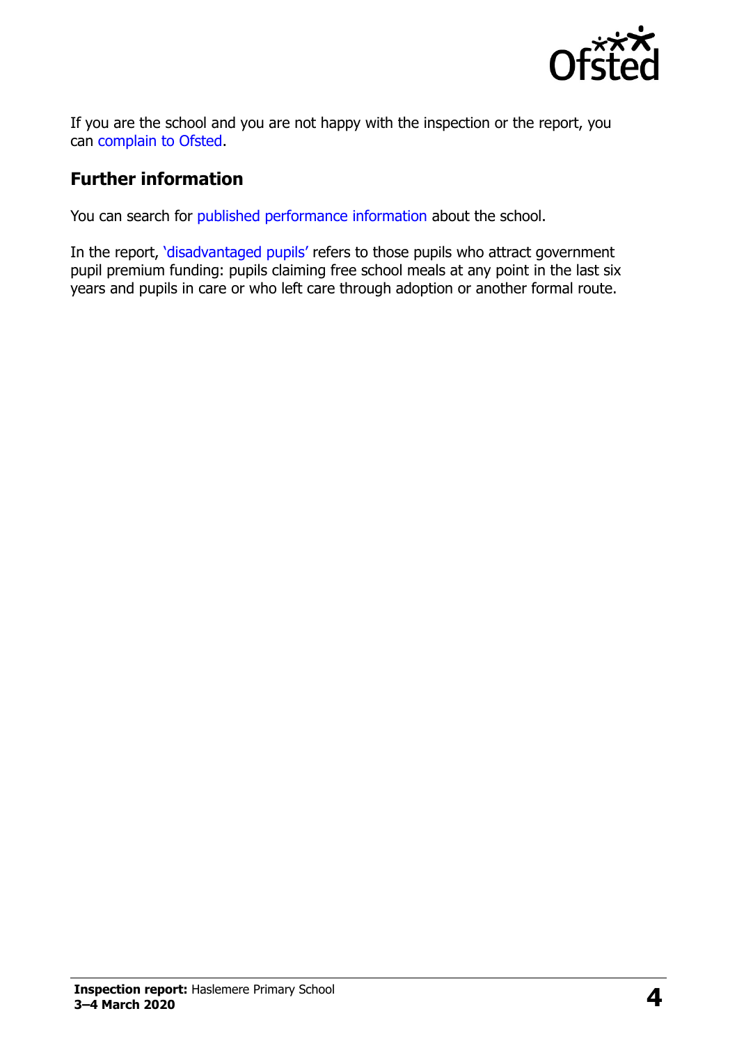If you are the school and you are not happy with the inspection or the report, you can complain to Ofsted.

## Further information

You can search for published performance information about the school.

In the report, 'disadvantaged pupils' refers to those pupils who attract government pupil premium funding: pupils claiming free school meals at any point in the last six years and pupils in care or who left care through adoption or another formal route.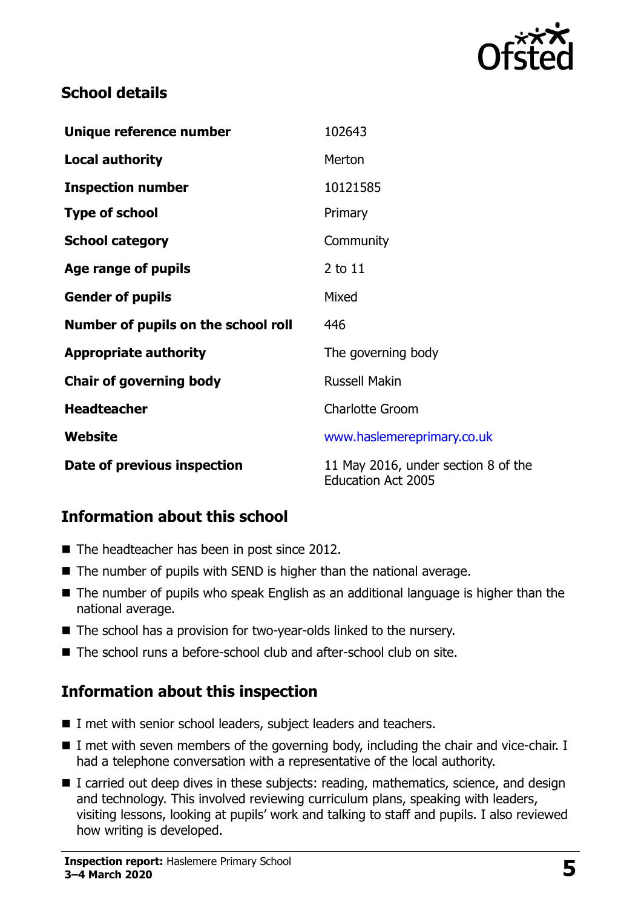## School details

| | |
|---|---|
| **Unique reference number** | 102643 |
| **Local authority** | Merton |
| **Inspection number** | 10121585 |
| **Type of school** | Primary |
| **School category** | Community |
| **Age range of pupils** | 2 to 11 |
| **Gender of pupils** | Mixed |
| **Number of pupils on the school roll** | 446 |
| **Appropriate authority** | The governing body |
| **Chair of governing body** | Russell Makin |
| **Headteacher** | Charlotte Groom |
| **Website** | www.haslemereprimary.co.uk |
| **Date of previous inspection** | 11 May 2016, under section 8 of the Education Act 2005 |

## Information about this school

- The headteacher has been in post since 2012.
- The number of pupils with SEND is higher than the national average.
- The number of pupils who speak English as an additional language is higher than the national average.
- The school has a provision for two-year-olds linked to the nursery.
- The school runs a before-school club and after-school club on site.

## Information about this inspection

- I met with senior school leaders, subject leaders and teachers.
- I met with seven members of the governing body, including the chair and vice-chair. I had a telephone conversation with a representative of the local authority.
- I carried out deep dives in these subjects: reading, mathematics, science, and design and technology. This involved reviewing curriculum plans, speaking with leaders, visiting lessons, looking at pupils' work and talking to staff and pupils. I also reviewed how writing is developed.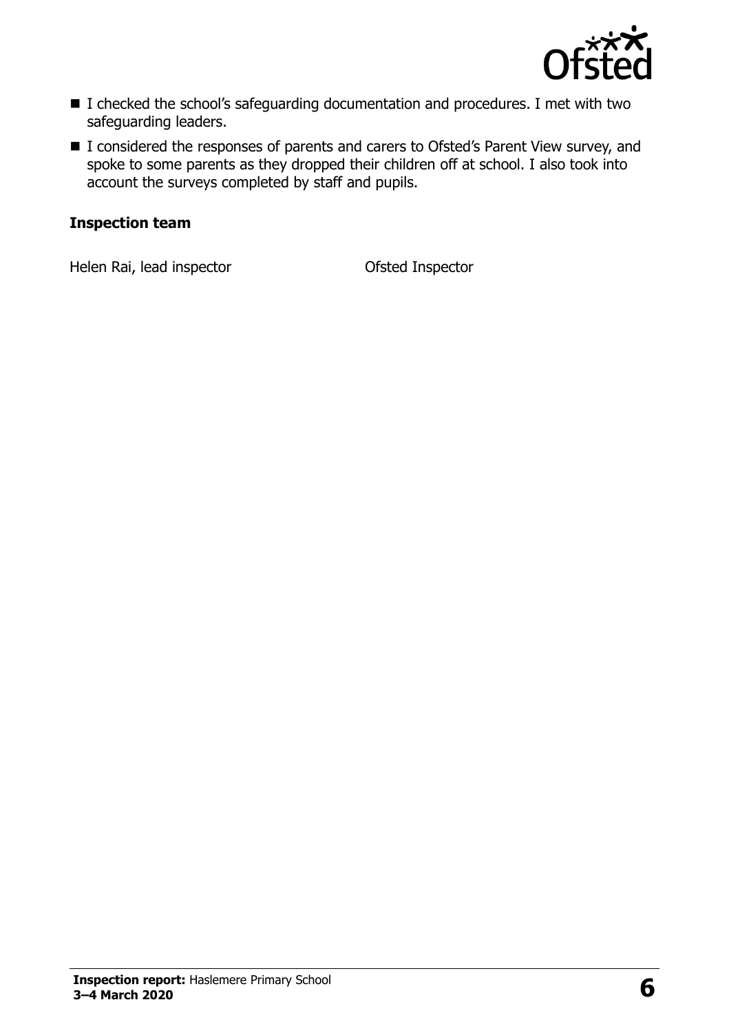- I checked the school's safeguarding documentation and procedures. I met with two safeguarding leaders.
- I considered the responses of parents and carers to Ofsted's Parent View survey, and spoke to some parents as they dropped their children off at school. I also took into account the surveys completed by staff and pupils.

### Inspection team

| | |
|---|---|
| Helen Rai, lead inspector | Ofsted Inspector |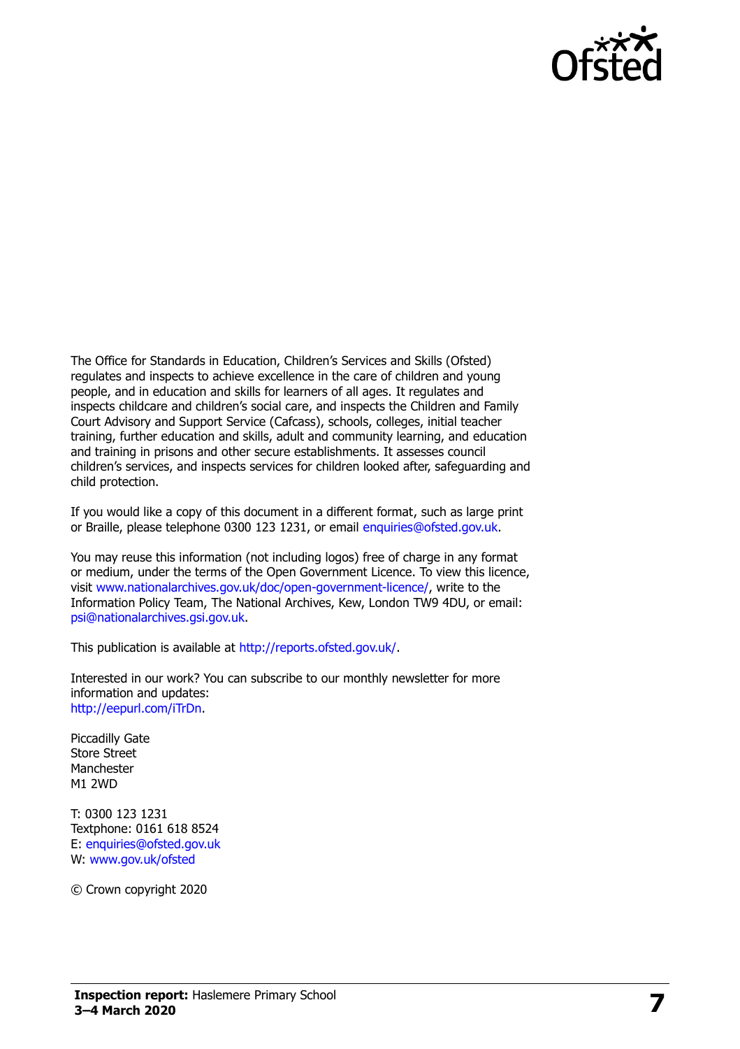The Office for Standards in Education, Children's Services and Skills (Ofsted) regulates and inspects to achieve excellence in the care of children and young people, and in education and skills for learners of all ages. It regulates and inspects childcare and children's social care, and inspects the Children and Family Court Advisory and Support Service (Cafcass), schools, colleges, initial teacher training, further education and skills, adult and community learning, and education and training in prisons and other secure establishments. It assesses council children's services, and inspects services for children looked after, safeguarding and child protection.

If you would like a copy of this document in a different format, such as large print or Braille, please telephone 0300 123 1231, or email enquiries@ofsted.gov.uk.

You may reuse this information (not including logos) free of charge in any format or medium, under the terms of the Open Government Licence. To view this licence, visit www.nationalarchives.gov.uk/doc/open-government-licence/, write to the Information Policy Team, The National Archives, Kew, London TW9 4DU, or email: psi@nationalarchives.gsi.gov.uk.

This publication is available at http://reports.ofsted.gov.uk/.

Interested in our work? You can subscribe to our monthly newsletter for more information and updates:
http://eepurl.com/iTrDn.

Piccadilly Gate
Store Street
Manchester
M1 2WD

T: 0300 123 1231
Textphone: 0161 618 8524
E: enquiries@ofsted.gov.uk
W: www.gov.uk/ofsted

© Crown copyright 2020